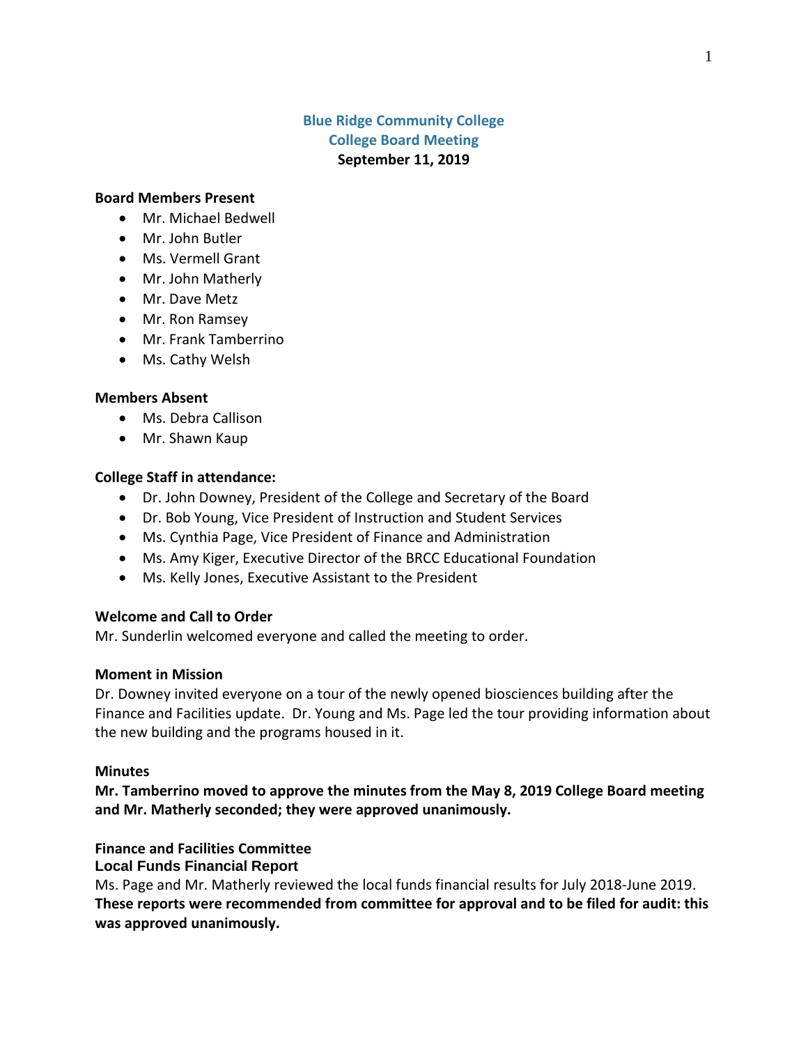# Blue Ridge Community College
## College Board Meeting
### September 11, 2019

**Board Members Present**

- Mr. Michael Bedwell
- Mr. John Butler
- Ms. Vermell Grant
- Mr. John Matherly
- Mr. Dave Metz
- Mr. Ron Ramsey
- Mr. Frank Tamberrino
- Ms. Cathy Welsh

**Members Absent**

- Ms. Debra Callison
- Mr. Shawn Kaup

**College Staff in attendance:**

- Dr. John Downey, President of the College and Secretary of the Board
- Dr. Bob Young, Vice President of Instruction and Student Services
- Ms. Cynthia Page, Vice President of Finance and Administration
- Ms. Amy Kiger, Executive Director of the BRCC Educational Foundation
- Ms. Kelly Jones, Executive Assistant to the President

**Welcome and Call to Order**

Mr. Sunderlin welcomed everyone and called the meeting to order.

**Moment in Mission**

Dr. Downey invited everyone on a tour of the newly opened biosciences building after the Finance and Facilities update. Dr. Young and Ms. Page led the tour providing information about the new building and the programs housed in it.

**Minutes**

**Mr. Tamberrino moved to approve the minutes from the May 8, 2019 College Board meeting and Mr. Matherly seconded; they were approved unanimously.**

**Finance and Facilities Committee**

**Local Funds Financial Report**

Ms. Page and Mr. Matherly reviewed the local funds financial results for July 2018-June 2019. **These reports were recommended from committee for approval and to be filed for audit: this was approved unanimously.**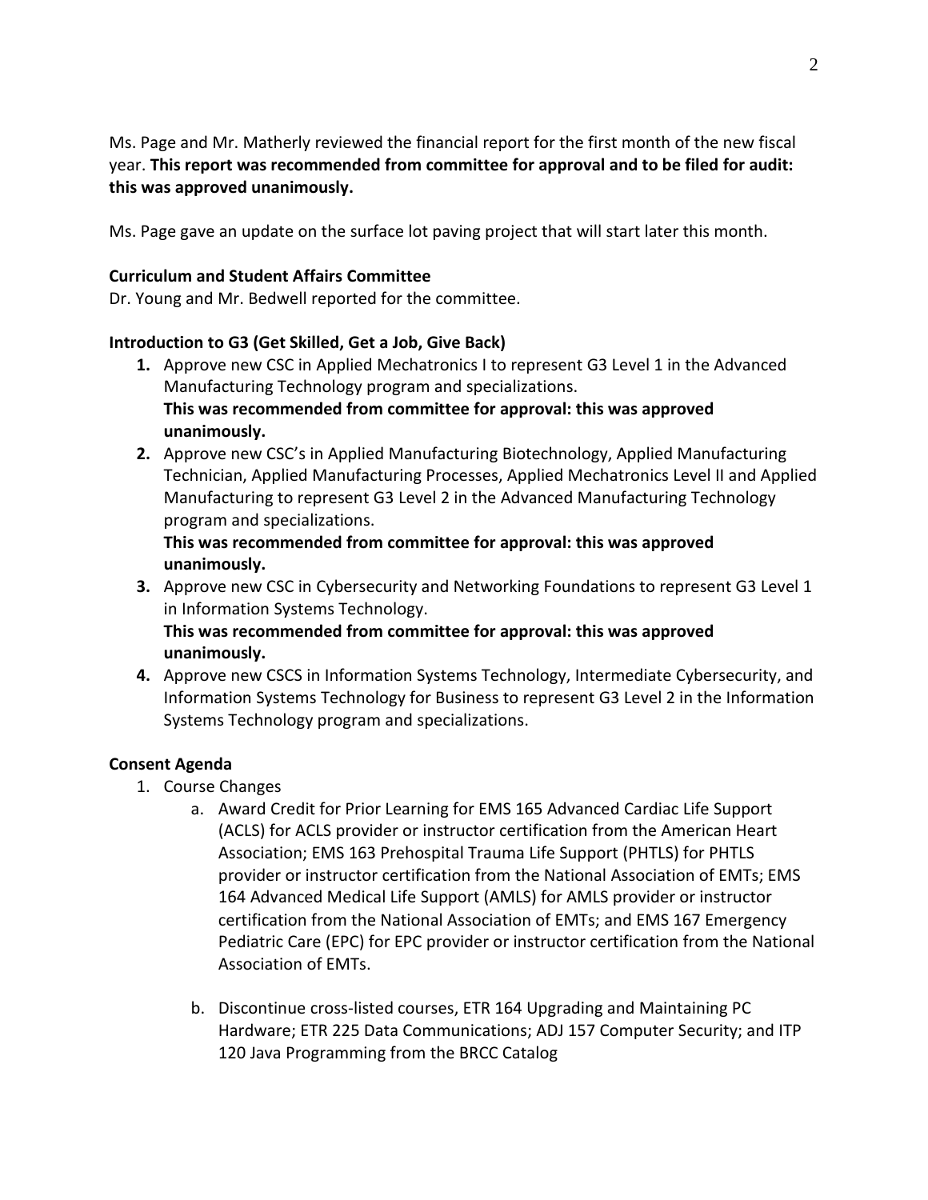Ms. Page and Mr. Matherly reviewed the financial report for the first month of the new fiscal year. **This report was recommended from committee for approval and to be filed for audit: this was approved unanimously.**

Ms. Page gave an update on the surface lot paving project that will start later this month.

**Curriculum and Student Affairs Committee**

Dr. Young and Mr. Bedwell reported for the committee.

**Introduction to G3 (Get Skilled, Get a Job, Give Back)**

1. Approve new CSC in Applied Mechatronics I to represent G3 Level 1 in the Advanced Manufacturing Technology program and specializations.
   **This was recommended from committee for approval: this was approved unanimously.**
2. Approve new CSC's in Applied Manufacturing Biotechnology, Applied Manufacturing Technician, Applied Manufacturing Processes, Applied Mechatronics Level II and Applied Manufacturing to represent G3 Level 2 in the Advanced Manufacturing Technology program and specializations.
   **This was recommended from committee for approval: this was approved unanimously.**
3. Approve new CSC in Cybersecurity and Networking Foundations to represent G3 Level 1 in Information Systems Technology.
   **This was recommended from committee for approval: this was approved unanimously.**
4. Approve new CSCS in Information Systems Technology, Intermediate Cybersecurity, and Information Systems Technology for Business to represent G3 Level 2 in the Information Systems Technology program and specializations.

**Consent Agenda**

1. Course Changes
   a. Award Credit for Prior Learning for EMS 165 Advanced Cardiac Life Support (ACLS) for ACLS provider or instructor certification from the American Heart Association; EMS 163 Prehospital Trauma Life Support (PHTLS) for PHTLS provider or instructor certification from the National Association of EMTs; EMS 164 Advanced Medical Life Support (AMLS) for AMLS provider or instructor certification from the National Association of EMTs; and EMS 167 Emergency Pediatric Care (EPC) for EPC provider or instructor certification from the National Association of EMTs.

   b. Discontinue cross-listed courses, ETR 164 Upgrading and Maintaining PC Hardware; ETR 225 Data Communications; ADJ 157 Computer Security; and ITP 120 Java Programming from the BRCC Catalog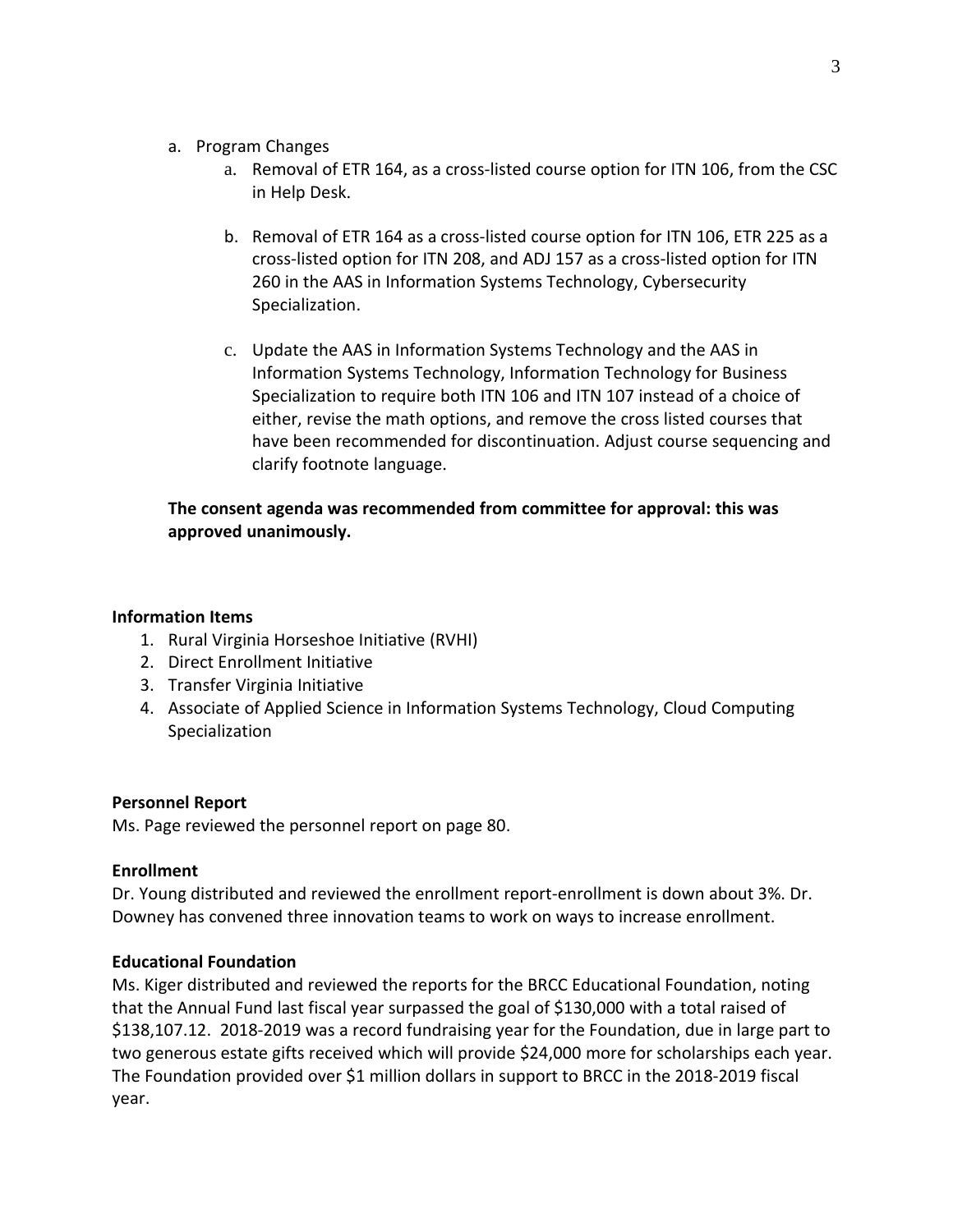a. Program Changes
   a. Removal of ETR 164, as a cross-listed course option for ITN 106, from the CSC in Help Desk.

   b. Removal of ETR 164 as a cross-listed course option for ITN 106, ETR 225 as a cross-listed option for ITN 208, and ADJ 157 as a cross-listed option for ITN 260 in the AAS in Information Systems Technology, Cybersecurity Specialization.

   c. Update the AAS in Information Systems Technology and the AAS in Information Systems Technology, Information Technology for Business Specialization to require both ITN 106 and ITN 107 instead of a choice of either, revise the math options, and remove the cross listed courses that have been recommended for discontinuation. Adjust course sequencing and clarify footnote language.

**The consent agenda was recommended from committee for approval: this was approved unanimously.**

**Information Items**

1. Rural Virginia Horseshoe Initiative (RVHI)
2. Direct Enrollment Initiative
3. Transfer Virginia Initiative
4. Associate of Applied Science in Information Systems Technology, Cloud Computing Specialization

**Personnel Report**

Ms. Page reviewed the personnel report on page 80.

**Enrollment**

Dr. Young distributed and reviewed the enrollment report-enrollment is down about 3%. Dr. Downey has convened three innovation teams to work on ways to increase enrollment.

**Educational Foundation**

Ms. Kiger distributed and reviewed the reports for the BRCC Educational Foundation, noting that the Annual Fund last fiscal year surpassed the goal of $130,000 with a total raised of $138,107.12. 2018-2019 was a record fundraising year for the Foundation, due in large part to two generous estate gifts received which will provide $24,000 more for scholarships each year. The Foundation provided over $1 million dollars in support to BRCC in the 2018-2019 fiscal year.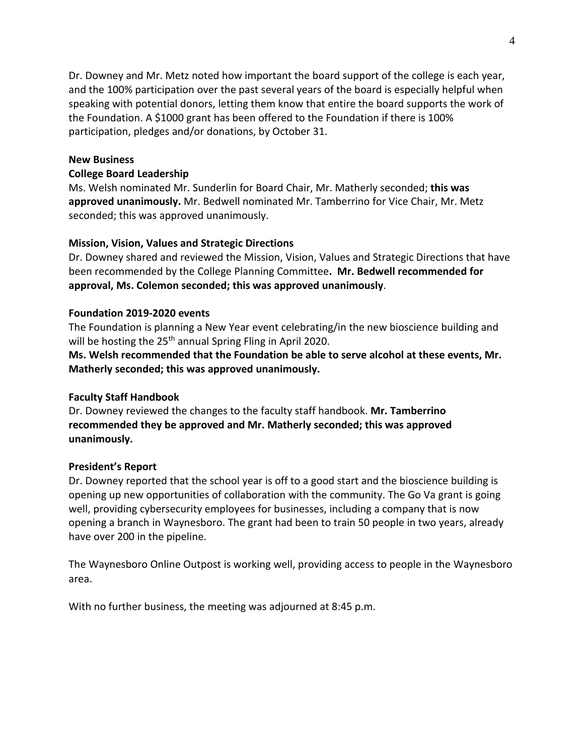Dr. Downey and Mr. Metz noted how important the board support of the college is each year, and the 100% participation over the past several years of the board is especially helpful when speaking with potential donors, letting them know that entire the board supports the work of the Foundation. A $1000 grant has been offered to the Foundation if there is 100% participation, pledges and/or donations, by October 31.

**New Business**

**College Board Leadership**

Ms. Welsh nominated Mr. Sunderlin for Board Chair, Mr. Matherly seconded; **this was approved unanimously.** Mr. Bedwell nominated Mr. Tamberrino for Vice Chair, Mr. Metz seconded; this was approved unanimously.

**Mission, Vision, Values and Strategic Directions**

Dr. Downey shared and reviewed the Mission, Vision, Values and Strategic Directions that have been recommended by the College Planning Committee**. Mr. Bedwell recommended for approval, Ms. Colemon seconded; this was approved unanimously**.

**Foundation 2019-2020 events**

The Foundation is planning a New Year event celebrating/in the new bioscience building and will be hosting the 25th annual Spring Fling in April 2020.

**Ms. Welsh recommended that the Foundation be able to serve alcohol at these events, Mr. Matherly seconded; this was approved unanimously.**

**Faculty Staff Handbook**

Dr. Downey reviewed the changes to the faculty staff handbook. **Mr. Tamberrino recommended they be approved and Mr. Matherly seconded; this was approved unanimously.**

**President's Report**

Dr. Downey reported that the school year is off to a good start and the bioscience building is opening up new opportunities of collaboration with the community. The Go Va grant is going well, providing cybersecurity employees for businesses, including a company that is now opening a branch in Waynesboro. The grant had been to train 50 people in two years, already have over 200 in the pipeline.

The Waynesboro Online Outpost is working well, providing access to people in the Waynesboro area.

With no further business, the meeting was adjourned at 8:45 p.m.